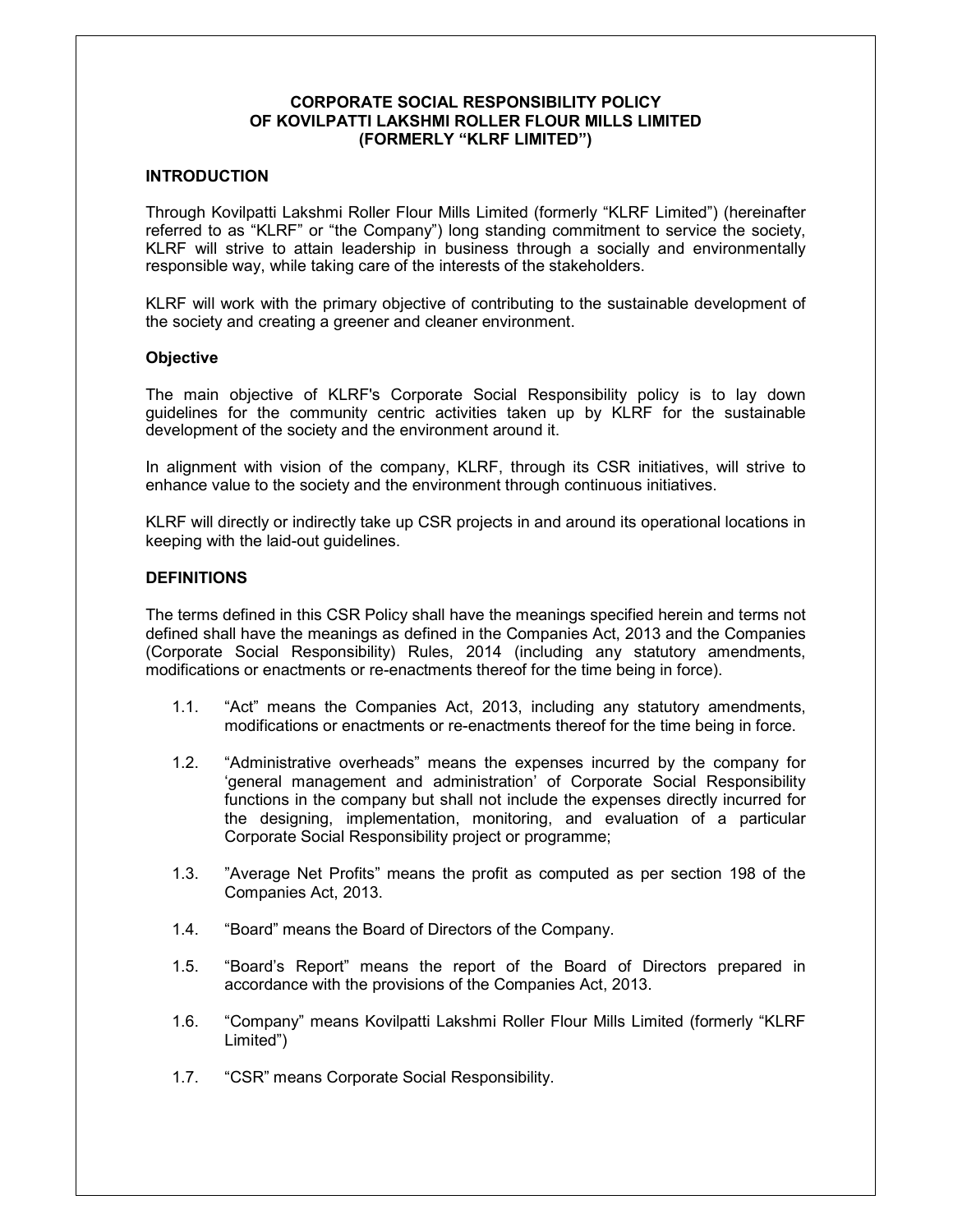# CORPORATE SOCIAL RESPONSIBILITY POLICY OF KOVILPATTI LAKSHMI ROLLER FLOUR MILLS LIMITED (FORMERLY "KLRF LIMITED")

## INTRODUCTION

Through Kovilpatti Lakshmi Roller Flour Mills Limited (formerly "KLRF Limited") (hereinafter referred to as "KLRF" or "the Company") long standing commitment to service the society, KLRF will strive to attain leadership in business through a socially and environmentally responsible way, while taking care of the interests of the stakeholders.

KLRF will work with the primary objective of contributing to the sustainable development of the society and creating a greener and cleaner environment.

### Objective

The main objective of KLRF's Corporate Social Responsibility policy is to lay down guidelines for the community centric activities taken up by KLRF for the sustainable development of the society and the environment around it.

In alignment with vision of the company, KLRF, through its CSR initiatives, will strive to enhance value to the society and the environment through continuous initiatives.

KLRF will directly or indirectly take up CSR projects in and around its operational locations in keeping with the laid-out guidelines.

## DEFINITIONS

The terms defined in this CSR Policy shall have the meanings specified herein and terms not defined shall have the meanings as defined in the Companies Act, 2013 and the Companies (Corporate Social Responsibility) Rules, 2014 (including any statutory amendments, modifications or enactments or re-enactments thereof for the time being in force).

1.1. "Act" means the Companies Act, 2013, including any statutory amendments, modifications or enactments or re-enactments thereof for the time being in force.

1.2. "Administrative overheads" means the expenses incurred by the company for 'general management and administration' of Corporate Social Responsibility functions in the company but shall not include the expenses directly incurred for the designing, implementation, monitoring, and evaluation of a particular Corporate Social Responsibility project or programme;

1.3. "Average Net Profits" means the profit as computed as per section 198 of the Companies Act, 2013.

1.4. "Board" means the Board of Directors of the Company.

1.5. "Board's Report" means the report of the Board of Directors prepared in accordance with the provisions of the Companies Act, 2013.

1.6. "Company" means Kovilpatti Lakshmi Roller Flour Mills Limited (formerly "KLRF Limited")

1.7. "CSR" means Corporate Social Responsibility.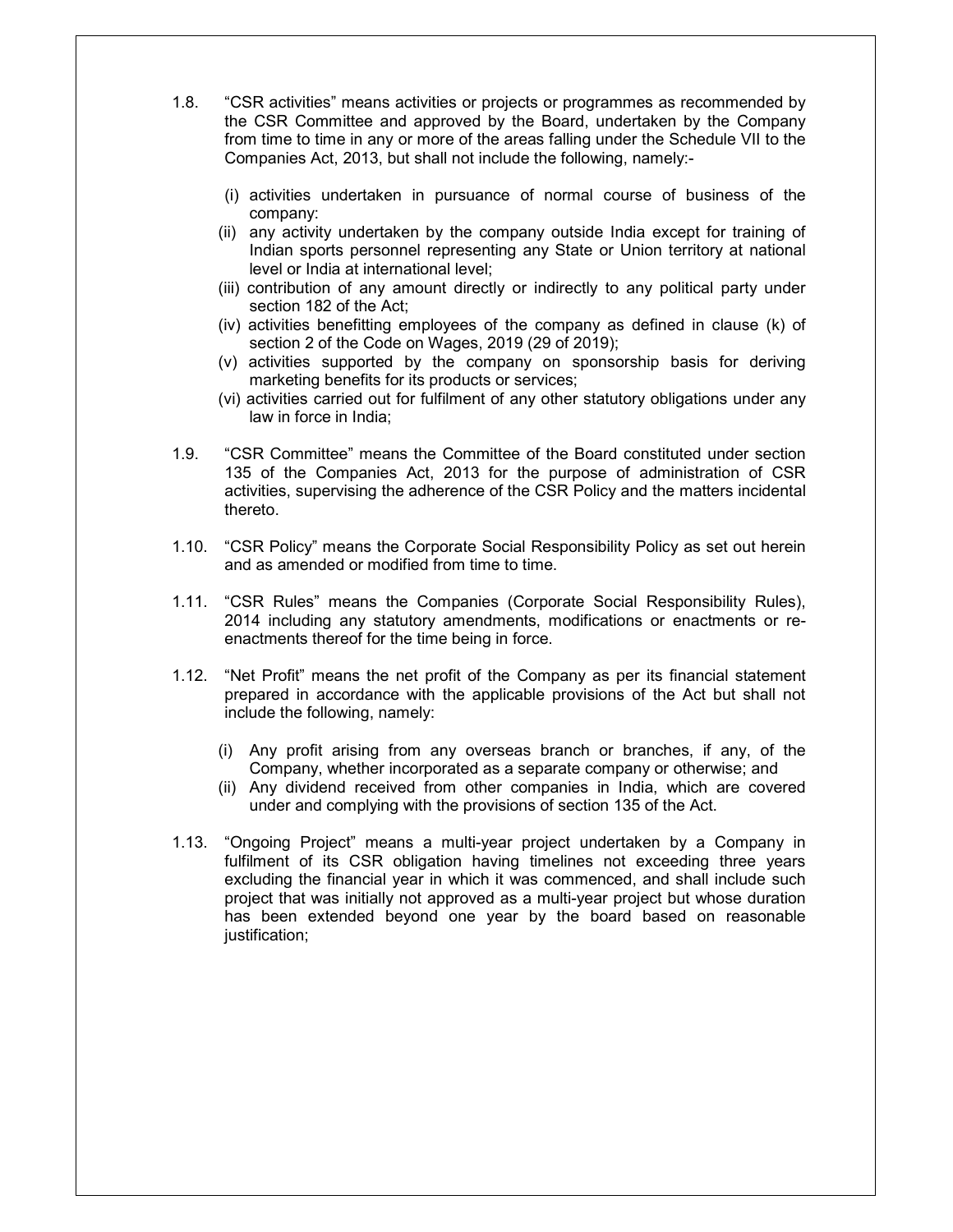1.8. "CSR activities" means activities or projects or programmes as recommended by the CSR Committee and approved by the Board, undertaken by the Company from time to time in any or more of the areas falling under the Schedule VII to the Companies Act, 2013, but shall not include the following, namely:-

   (i) activities undertaken in pursuance of normal course of business of the company:
   (ii) any activity undertaken by the company outside India except for training of Indian sports personnel representing any State or Union territory at national level or India at international level;
   (iii) contribution of any amount directly or indirectly to any political party under section 182 of the Act;
   (iv) activities benefitting employees of the company as defined in clause (k) of section 2 of the Code on Wages, 2019 (29 of 2019);
   (v) activities supported by the company on sponsorship basis for deriving marketing benefits for its products or services;
   (vi) activities carried out for fulfilment of any other statutory obligations under any law in force in India;

1.9. "CSR Committee" means the Committee of the Board constituted under section 135 of the Companies Act, 2013 for the purpose of administration of CSR activities, supervising the adherence of the CSR Policy and the matters incidental thereto.

1.10. "CSR Policy" means the Corporate Social Responsibility Policy as set out herein and as amended or modified from time to time.

1.11. "CSR Rules" means the Companies (Corporate Social Responsibility Rules), 2014 including any statutory amendments, modifications or enactments or re-enactments thereof for the time being in force.

1.12. "Net Profit" means the net profit of the Company as per its financial statement prepared in accordance with the applicable provisions of the Act but shall not include the following, namely:

   (i) Any profit arising from any overseas branch or branches, if any, of the Company, whether incorporated as a separate company or otherwise; and
   (ii) Any dividend received from other companies in India, which are covered under and complying with the provisions of section 135 of the Act.

1.13. "Ongoing Project" means a multi-year project undertaken by a Company in fulfilment of its CSR obligation having timelines not exceeding three years excluding the financial year in which it was commenced, and shall include such project that was initially not approved as a multi-year project but whose duration has been extended beyond one year by the board based on reasonable justification;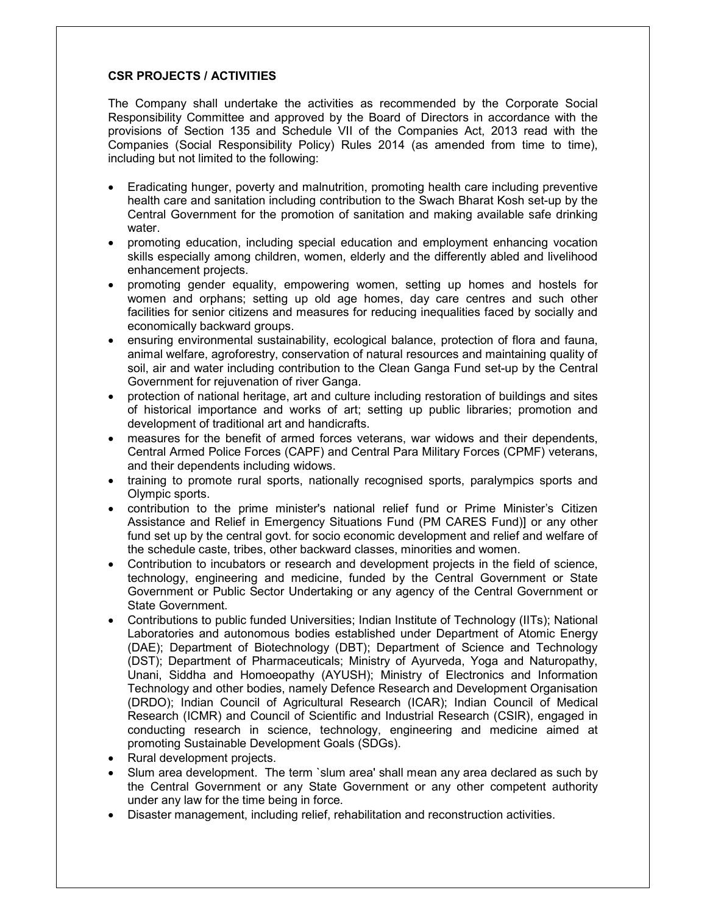**CSR PROJECTS / ACTIVITIES**

The Company shall undertake the activities as recommended by the Corporate Social Responsibility Committee and approved by the Board of Directors in accordance with the provisions of Section 135 and Schedule VII of the Companies Act, 2013 read with the Companies (Social Responsibility Policy) Rules 2014 (as amended from time to time), including but not limited to the following:

- Eradicating hunger, poverty and malnutrition, promoting health care including preventive health care and sanitation including contribution to the Swach Bharat Kosh set-up by the Central Government for the promotion of sanitation and making available safe drinking water.
- promoting education, including special education and employment enhancing vocation skills especially among children, women, elderly and the differently abled and livelihood enhancement projects.
- promoting gender equality, empowering women, setting up homes and hostels for women and orphans; setting up old age homes, day care centres and such other facilities for senior citizens and measures for reducing inequalities faced by socially and economically backward groups.
- ensuring environmental sustainability, ecological balance, protection of flora and fauna, animal welfare, agroforestry, conservation of natural resources and maintaining quality of soil, air and water including contribution to the Clean Ganga Fund set-up by the Central Government for rejuvenation of river Ganga.
- protection of national heritage, art and culture including restoration of buildings and sites of historical importance and works of art; setting up public libraries; promotion and development of traditional art and handicrafts.
- measures for the benefit of armed forces veterans, war widows and their dependents, Central Armed Police Forces (CAPF) and Central Para Military Forces (CPMF) veterans, and their dependents including widows.
- training to promote rural sports, nationally recognised sports, paralympics sports and Olympic sports.
- contribution to the prime minister's national relief fund or Prime Minister's Citizen Assistance and Relief in Emergency Situations Fund (PM CARES Fund)] or any other fund set up by the central govt. for socio economic development and relief and welfare of the schedule caste, tribes, other backward classes, minorities and women.
- Contribution to incubators or research and development projects in the field of science, technology, engineering and medicine, funded by the Central Government or State Government or Public Sector Undertaking or any agency of the Central Government or State Government.
- Contributions to public funded Universities; Indian Institute of Technology (IITs); National Laboratories and autonomous bodies established under Department of Atomic Energy (DAE); Department of Biotechnology (DBT); Department of Science and Technology (DST); Department of Pharmaceuticals; Ministry of Ayurveda, Yoga and Naturopathy, Unani, Siddha and Homoeopathy (AYUSH); Ministry of Electronics and Information Technology and other bodies, namely Defence Research and Development Organisation (DRDO); Indian Council of Agricultural Research (ICAR); Indian Council of Medical Research (ICMR) and Council of Scientific and Industrial Research (CSIR), engaged in conducting research in science, technology, engineering and medicine aimed at promoting Sustainable Development Goals (SDGs).
- Rural development projects.
- Slum area development. The term `slum area' shall mean any area declared as such by the Central Government or any State Government or any other competent authority under any law for the time being in force.
- Disaster management, including relief, rehabilitation and reconstruction activities.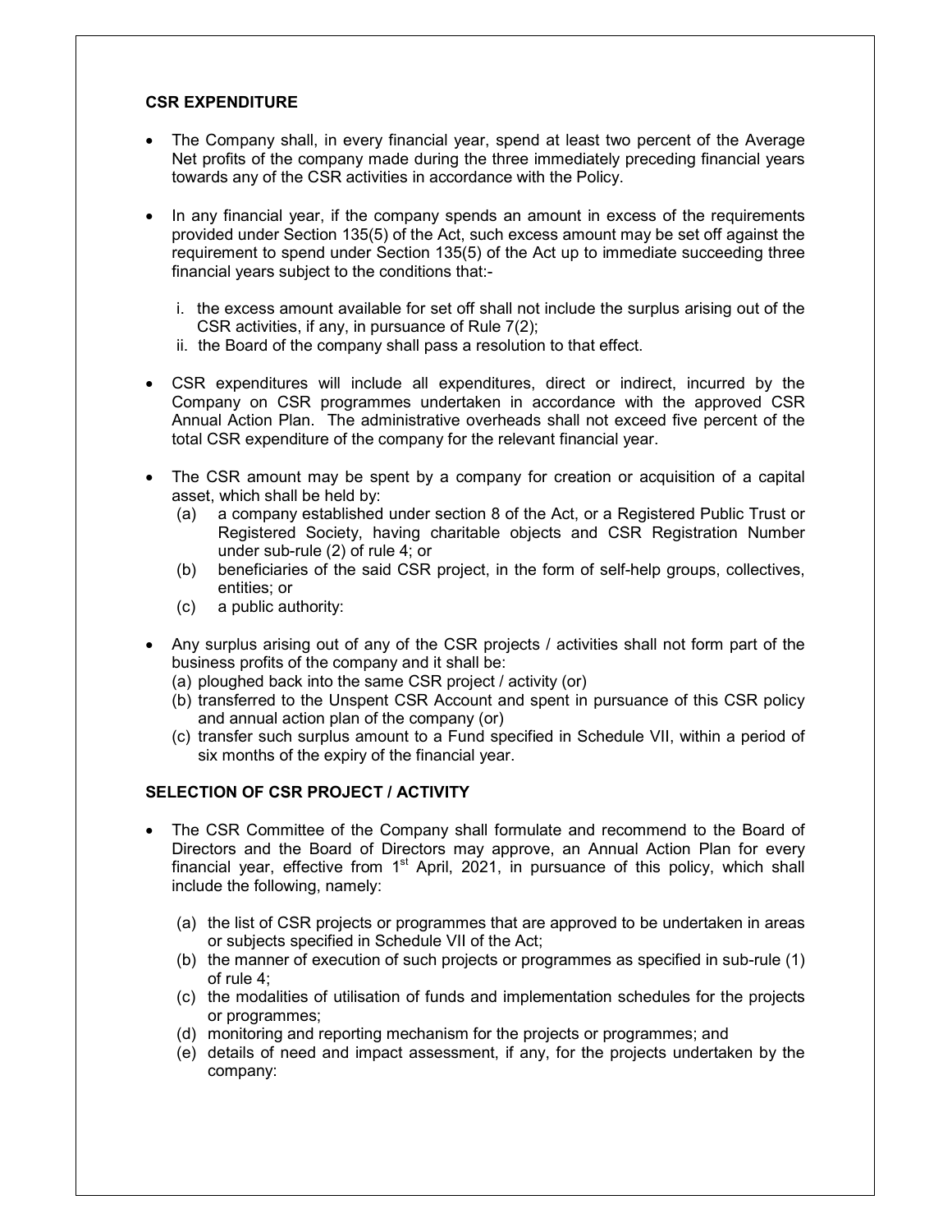## CSR EXPENDITURE

- The Company shall, in every financial year, spend at least two percent of the Average Net profits of the company made during the three immediately preceding financial years towards any of the CSR activities in accordance with the Policy.

- In any financial year, if the company spends an amount in excess of the requirements provided under Section 135(5) of the Act, such excess amount may be set off against the requirement to spend under Section 135(5) of the Act up to immediate succeeding three financial years subject to the conditions that:-

  i. the excess amount available for set off shall not include the surplus arising out of the CSR activities, if any, in pursuance of Rule 7(2);
  ii. the Board of the company shall pass a resolution to that effect.

- CSR expenditures will include all expenditures, direct or indirect, incurred by the Company on CSR programmes undertaken in accordance with the approved CSR Annual Action Plan. The administrative overheads shall not exceed five percent of the total CSR expenditure of the company for the relevant financial year.

- The CSR amount may be spent by a company for creation or acquisition of a capital asset, which shall be held by:
  (a) a company established under section 8 of the Act, or a Registered Public Trust or Registered Society, having charitable objects and CSR Registration Number under sub-rule (2) of rule 4; or
  (b) beneficiaries of the said CSR project, in the form of self-help groups, collectives, entities; or
  (c) a public authority:

- Any surplus arising out of any of the CSR projects / activities shall not form part of the business profits of the company and it shall be:
  (a) ploughed back into the same CSR project / activity (or)
  (b) transferred to the Unspent CSR Account and spent in pursuance of this CSR policy and annual action plan of the company (or)
  (c) transfer such surplus amount to a Fund specified in Schedule VII, within a period of six months of the expiry of the financial year.

## SELECTION OF CSR PROJECT / ACTIVITY

- The CSR Committee of the Company shall formulate and recommend to the Board of Directors and the Board of Directors may approve, an Annual Action Plan for every financial year, effective from 1st April, 2021, in pursuance of this policy, which shall include the following, namely:

  (a) the list of CSR projects or programmes that are approved to be undertaken in areas or subjects specified in Schedule VII of the Act;
  (b) the manner of execution of such projects or programmes as specified in sub-rule (1) of rule 4;
  (c) the modalities of utilisation of funds and implementation schedules for the projects or programmes;
  (d) monitoring and reporting mechanism for the projects or programmes; and
  (e) details of need and impact assessment, if any, for the projects undertaken by the company: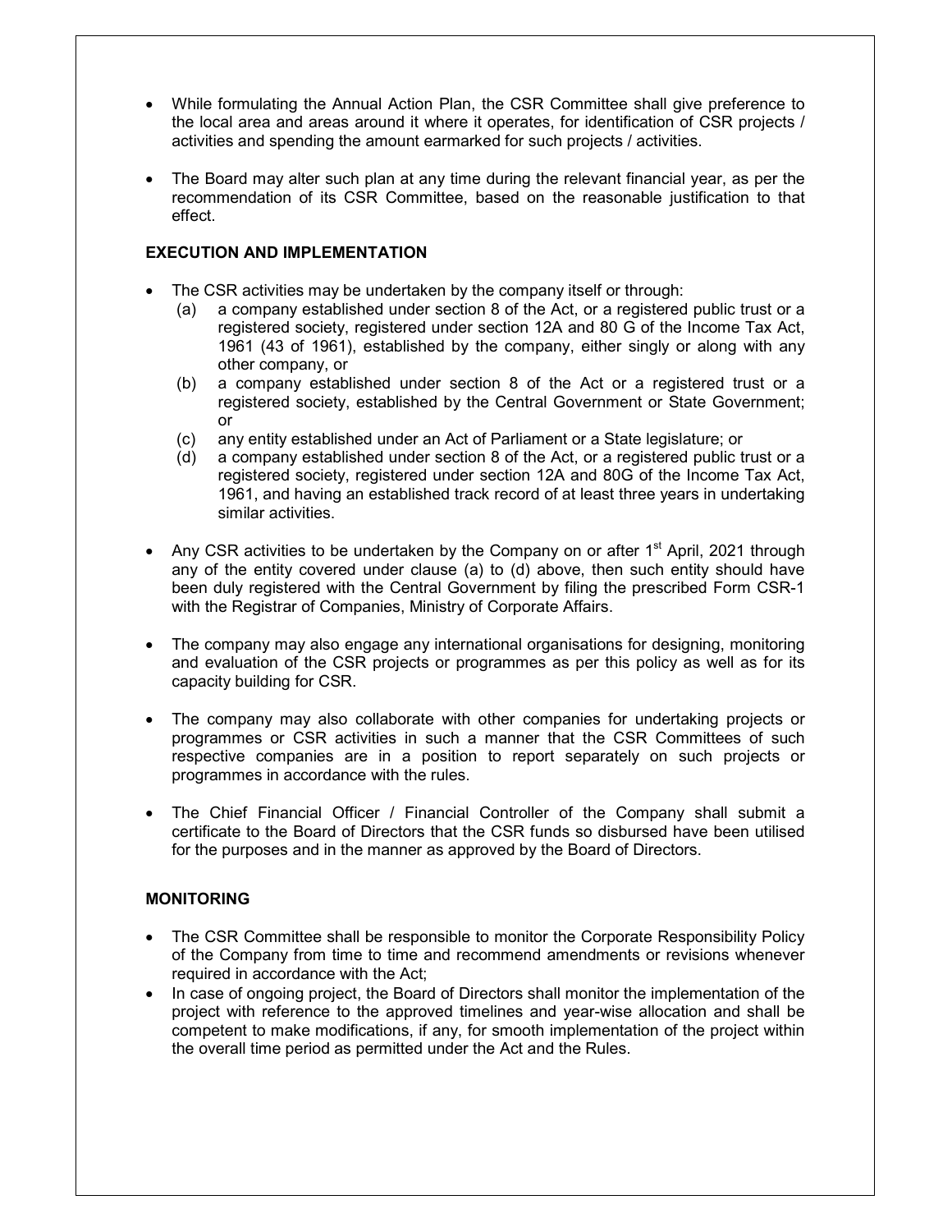- While formulating the Annual Action Plan, the CSR Committee shall give preference to the local area and areas around it where it operates, for identification of CSR projects / activities and spending the amount earmarked for such projects / activities.
- The Board may alter such plan at any time during the relevant financial year, as per the recommendation of its CSR Committee, based on the reasonable justification to that effect.

**EXECUTION AND IMPLEMENTATION**

- The CSR activities may be undertaken by the company itself or through:
  - (a) a company established under section 8 of the Act, or a registered public trust or a registered society, registered under section 12A and 80 G of the Income Tax Act, 1961 (43 of 1961), established by the company, either singly or along with any other company, or
  - (b) a company established under section 8 of the Act or a registered trust or a registered society, established by the Central Government or State Government; or
  - (c) any entity established under an Act of Parliament or a State legislature; or
  - (d) a company established under section 8 of the Act, or a registered public trust or a registered society, registered under section 12A and 80G of the Income Tax Act, 1961, and having an established track record of at least three years in undertaking similar activities.
- Any CSR activities to be undertaken by the Company on or after 1st April, 2021 through any of the entity covered under clause (a) to (d) above, then such entity should have been duly registered with the Central Government by filing the prescribed Form CSR-1 with the Registrar of Companies, Ministry of Corporate Affairs.
- The company may also engage any international organisations for designing, monitoring and evaluation of the CSR projects or programmes as per this policy as well as for its capacity building for CSR.
- The company may also collaborate with other companies for undertaking projects or programmes or CSR activities in such a manner that the CSR Committees of such respective companies are in a position to report separately on such projects or programmes in accordance with the rules.
- The Chief Financial Officer / Financial Controller of the Company shall submit a certificate to the Board of Directors that the CSR funds so disbursed have been utilised for the purposes and in the manner as approved by the Board of Directors.

**MONITORING**

- The CSR Committee shall be responsible to monitor the Corporate Responsibility Policy of the Company from time to time and recommend amendments or revisions whenever required in accordance with the Act;
- In case of ongoing project, the Board of Directors shall monitor the implementation of the project with reference to the approved timelines and year-wise allocation and shall be competent to make modifications, if any, for smooth implementation of the project within the overall time period as permitted under the Act and the Rules.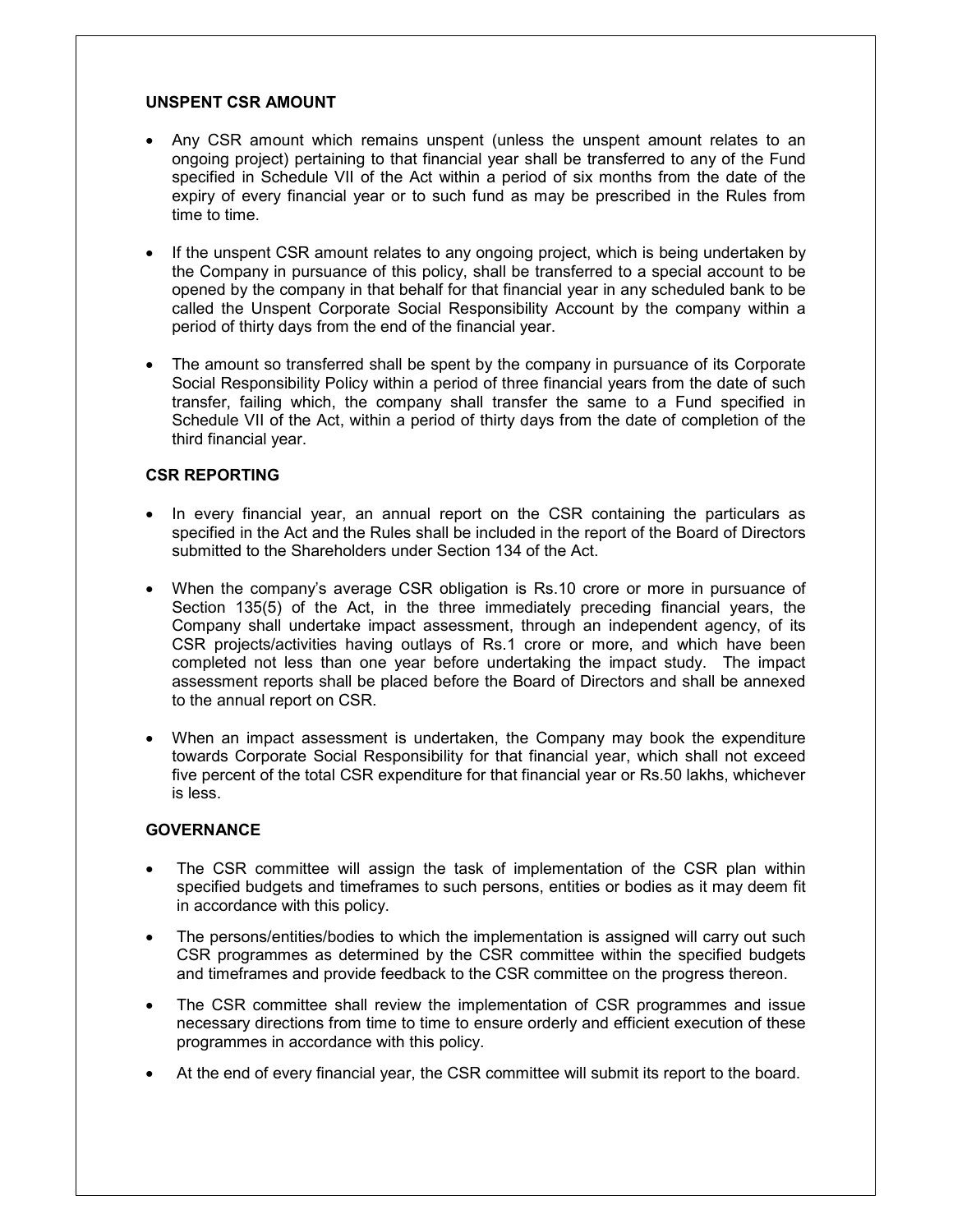**UNSPENT CSR AMOUNT**

- Any CSR amount which remains unspent (unless the unspent amount relates to an ongoing project) pertaining to that financial year shall be transferred to any of the Fund specified in Schedule VII of the Act within a period of six months from the date of the expiry of every financial year or to such fund as may be prescribed in the Rules from time to time.

- If the unspent CSR amount relates to any ongoing project, which is being undertaken by the Company in pursuance of this policy, shall be transferred to a special account to be opened by the company in that behalf for that financial year in any scheduled bank to be called the Unspent Corporate Social Responsibility Account by the company within a period of thirty days from the end of the financial year.

- The amount so transferred shall be spent by the company in pursuance of its Corporate Social Responsibility Policy within a period of three financial years from the date of such transfer, failing which, the company shall transfer the same to a Fund specified in Schedule VII of the Act, within a period of thirty days from the date of completion of the third financial year.

**CSR REPORTING**

- In every financial year, an annual report on the CSR containing the particulars as specified in the Act and the Rules shall be included in the report of the Board of Directors submitted to the Shareholders under Section 134 of the Act.

- When the company's average CSR obligation is Rs.10 crore or more in pursuance of Section 135(5) of the Act, in the three immediately preceding financial years, the Company shall undertake impact assessment, through an independent agency, of its CSR projects/activities having outlays of Rs.1 crore or more, and which have been completed not less than one year before undertaking the impact study. The impact assessment reports shall be placed before the Board of Directors and shall be annexed to the annual report on CSR.

- When an impact assessment is undertaken, the Company may book the expenditure towards Corporate Social Responsibility for that financial year, which shall not exceed five percent of the total CSR expenditure for that financial year or Rs.50 lakhs, whichever is less.

**GOVERNANCE**

- The CSR committee will assign the task of implementation of the CSR plan within specified budgets and timeframes to such persons, entities or bodies as it may deem fit in accordance with this policy.

- The persons/entities/bodies to which the implementation is assigned will carry out such CSR programmes as determined by the CSR committee within the specified budgets and timeframes and provide feedback to the CSR committee on the progress thereon.

- The CSR committee shall review the implementation of CSR programmes and issue necessary directions from time to time to ensure orderly and efficient execution of these programmes in accordance with this policy.

- At the end of every financial year, the CSR committee will submit its report to the board.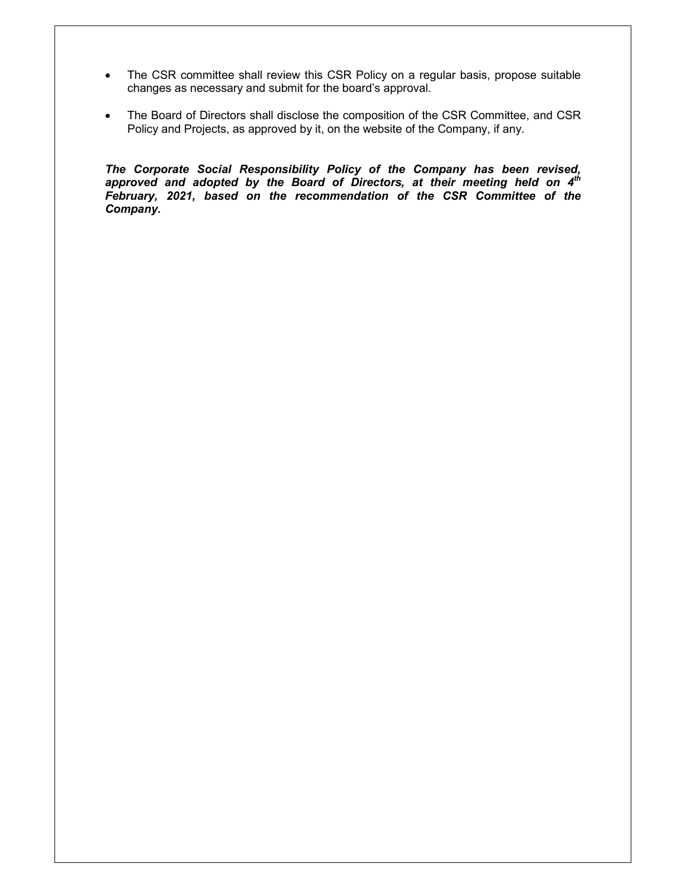- The CSR committee shall review this CSR Policy on a regular basis, propose suitable changes as necessary and submit for the board's approval.
- The Board of Directors shall disclose the composition of the CSR Committee, and CSR Policy and Projects, as approved by it, on the website of the Company, if any.

***The Corporate Social Responsibility Policy of the Company has been revised, approved and adopted by the Board of Directors, at their meeting held on 4th February, 2021, based on the recommendation of the CSR Committee of the Company.***